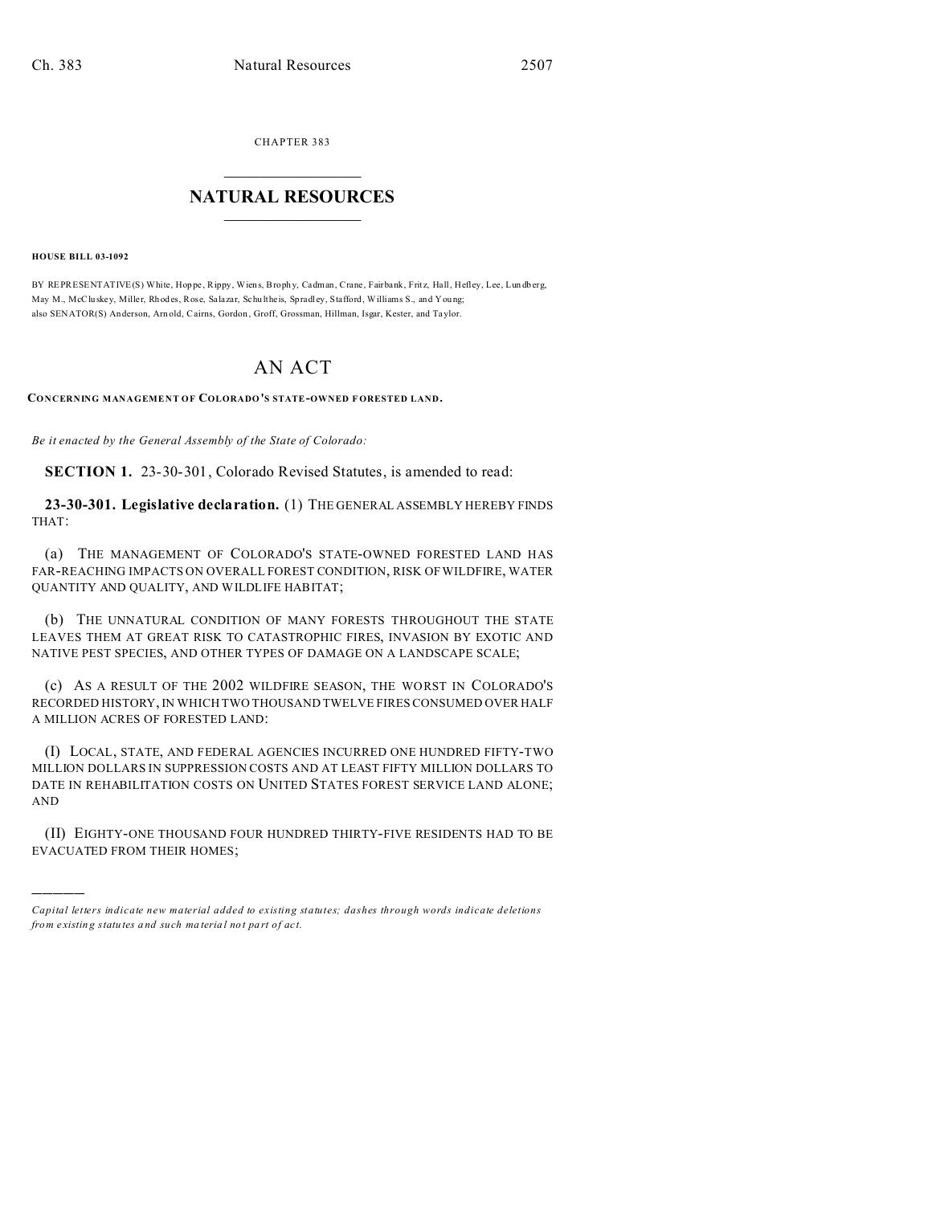CHAPTER 383

## NATURAL RESOURCES

**HOUSE BILL 03-1092**

BY REPRESENTATIVE(S) White, Hoppe, Rippy, Wiens, Brophy, Cadman, Crane, Fairbank, Fritz, Hall, Hefley, Lee, Lundberg, May M., McCluskey, Miller, Rhodes, Rose, Salazar, Schultheis, Spradley, Stafford, Williams S., and Young;
also SENATOR(S) Anderson, Arnold, Cairns, Gordon, Groff, Grossman, Hillman, Isgar, Kester, and Taylor.

# AN ACT

**CONCERNING MANAGEMENT OF COLORADO'S STATE-OWNED FORESTED LAND.**

*Be it enacted by the General Assembly of the State of Colorado:*

**SECTION 1.** 23-30-301, Colorado Revised Statutes, is amended to read:

**23-30-301. Legislative declaration.** (1) THE GENERAL ASSEMBLY HEREBY FINDS THAT:

(a) THE MANAGEMENT OF COLORADO'S STATE-OWNED FORESTED LAND HAS FAR-REACHING IMPACTS ON OVERALL FOREST CONDITION, RISK OF WILDFIRE, WATER QUANTITY AND QUALITY, AND WILDLIFE HABITAT;

(b) THE UNNATURAL CONDITION OF MANY FORESTS THROUGHOUT THE STATE LEAVES THEM AT GREAT RISK TO CATASTROPHIC FIRES, INVASION BY EXOTIC AND NATIVE PEST SPECIES, AND OTHER TYPES OF DAMAGE ON A LANDSCAPE SCALE;

(c) AS A RESULT OF THE 2002 WILDFIRE SEASON, THE WORST IN COLORADO'S RECORDED HISTORY, IN WHICH TWO THOUSAND TWELVE FIRES CONSUMED OVER HALF A MILLION ACRES OF FORESTED LAND:

(I) LOCAL, STATE, AND FEDERAL AGENCIES INCURRED ONE HUNDRED FIFTY-TWO MILLION DOLLARS IN SUPPRESSION COSTS AND AT LEAST FIFTY MILLION DOLLARS TO DATE IN REHABILITATION COSTS ON UNITED STATES FOREST SERVICE LAND ALONE; AND

(II) EIGHTY-ONE THOUSAND FOUR HUNDRED THIRTY-FIVE RESIDENTS HAD TO BE EVACUATED FROM THEIR HOMES;

---

*Capital letters indicate new material added to existing statutes; dashes through words indicate deletions from existing statutes and such material not part of act.*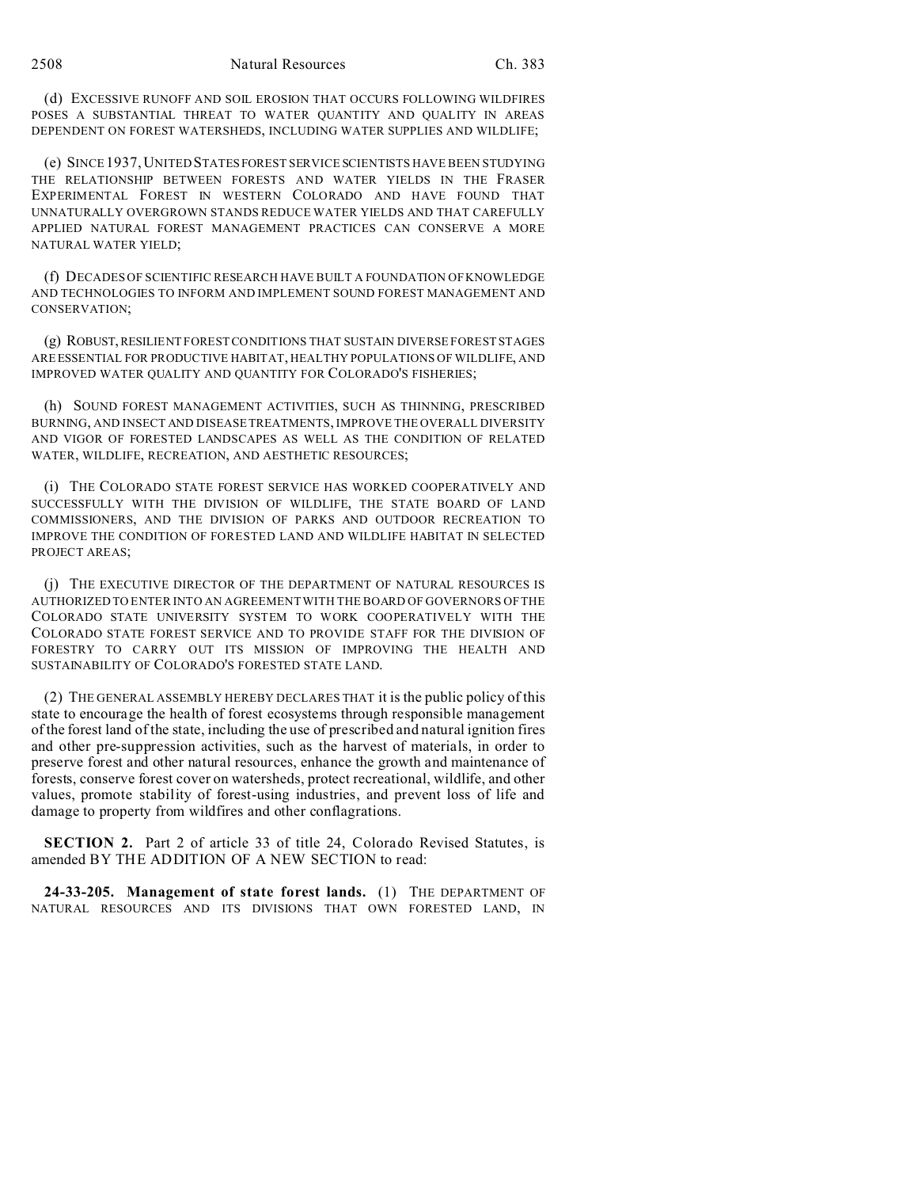(d) EXCESSIVE RUNOFF AND SOIL EROSION THAT OCCURS FOLLOWING WILDFIRES POSES A SUBSTANTIAL THREAT TO WATER QUANTITY AND QUALITY IN AREAS DEPENDENT ON FOREST WATERSHEDS, INCLUDING WATER SUPPLIES AND WILDLIFE;

(e) SINCE 1937, UNITED STATES FOREST SERVICE SCIENTISTS HAVE BEEN STUDYING THE RELATIONSHIP BETWEEN FORESTS AND WATER YIELDS IN THE FRASER EXPERIMENTAL FOREST IN WESTERN COLORADO AND HAVE FOUND THAT UNNATURALLY OVERGROWN STANDS REDUCE WATER YIELDS AND THAT CAREFULLY APPLIED NATURAL FOREST MANAGEMENT PRACTICES CAN CONSERVE A MORE NATURAL WATER YIELD;

(f) DECADES OF SCIENTIFIC RESEARCH HAVE BUILT A FOUNDATION OF KNOWLEDGE AND TECHNOLOGIES TO INFORM AND IMPLEMENT SOUND FOREST MANAGEMENT AND CONSERVATION;

(g) ROBUST, RESILIENT FOREST CONDITIONS THAT SUSTAIN DIVERSE FOREST STAGES ARE ESSENTIAL FOR PRODUCTIVE HABITAT, HEALTHY POPULATIONS OF WILDLIFE, AND IMPROVED WATER QUALITY AND QUANTITY FOR COLORADO'S FISHERIES;

(h) SOUND FOREST MANAGEMENT ACTIVITIES, SUCH AS THINNING, PRESCRIBED BURNING, AND INSECT AND DISEASE TREATMENTS, IMPROVE THE OVERALL DIVERSITY AND VIGOR OF FORESTED LANDSCAPES AS WELL AS THE CONDITION OF RELATED WATER, WILDLIFE, RECREATION, AND AESTHETIC RESOURCES;

(i) THE COLORADO STATE FOREST SERVICE HAS WORKED COOPERATIVELY AND SUCCESSFULLY WITH THE DIVISION OF WILDLIFE, THE STATE BOARD OF LAND COMMISSIONERS, AND THE DIVISION OF PARKS AND OUTDOOR RECREATION TO IMPROVE THE CONDITION OF FORESTED LAND AND WILDLIFE HABITAT IN SELECTED PROJECT AREAS;

(j) THE EXECUTIVE DIRECTOR OF THE DEPARTMENT OF NATURAL RESOURCES IS AUTHORIZED TO ENTER INTO AN AGREEMENT WITH THE BOARD OF GOVERNORS OF THE COLORADO STATE UNIVERSITY SYSTEM TO WORK COOPERATIVELY WITH THE COLORADO STATE FOREST SERVICE AND TO PROVIDE STAFF FOR THE DIVISION OF FORESTRY TO CARRY OUT ITS MISSION OF IMPROVING THE HEALTH AND SUSTAINABILITY OF COLORADO'S FORESTED STATE LAND.

(2) THE GENERAL ASSEMBLY HEREBY DECLARES THAT it is the public policy of this state to encourage the health of forest ecosystems through responsible management of the forest land of the state, including the use of prescribed and natural ignition fires and other pre-suppression activities, such as the harvest of materials, in order to preserve forest and other natural resources, enhance the growth and maintenance of forests, conserve forest cover on watersheds, protect recreational, wildlife, and other values, promote stability of forest-using industries, and prevent loss of life and damage to property from wildfires and other conflagrations.

**SECTION 2.** Part 2 of article 33 of title 24, Colorado Revised Statutes, is amended BY THE ADDITION OF A NEW SECTION to read:

**24-33-205. Management of state forest lands.** (1) THE DEPARTMENT OF NATURAL RESOURCES AND ITS DIVISIONS THAT OWN FORESTED LAND, IN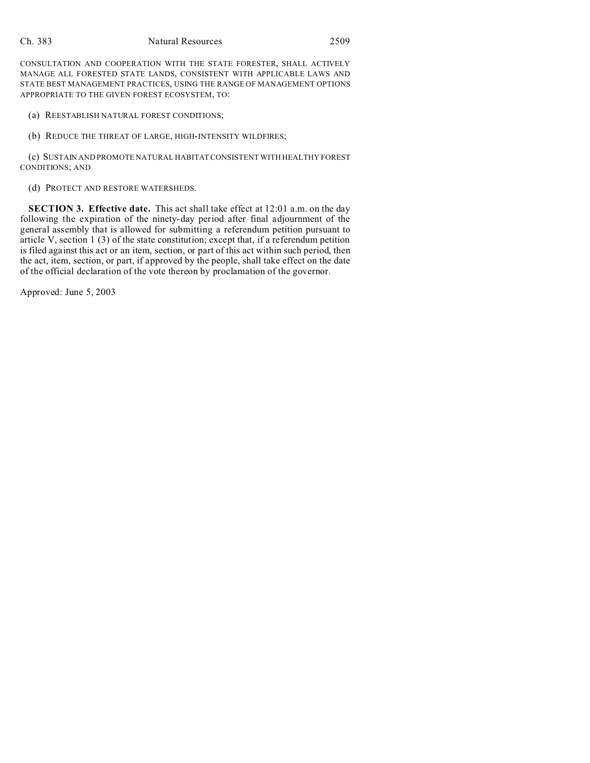CONSULTATION AND COOPERATION WITH THE STATE FORESTER, SHALL ACTIVELY MANAGE ALL FORESTED STATE LANDS, CONSISTENT WITH APPLICABLE LAWS AND STATE BEST MANAGEMENT PRACTICES, USING THE RANGE OF MANAGEMENT OPTIONS APPROPRIATE TO THE GIVEN FOREST ECOSYSTEM, TO:

(a) REESTABLISH NATURAL FOREST CONDITIONS;

(b) REDUCE THE THREAT OF LARGE, HIGH-INTENSITY WILDFIRES;

(c) SUSTAIN AND PROMOTE NATURAL HABITAT CONSISTENT WITH HEALTHY FOREST CONDITIONS; AND

(d) PROTECT AND RESTORE WATERSHEDS.

**SECTION 3. Effective date.** This act shall take effect at 12:01 a.m. on the day following the expiration of the ninety-day period after final adjournment of the general assembly that is allowed for submitting a referendum petition pursuant to article V, section 1 (3) of the state constitution; except that, if a referendum petition is filed against this act or an item, section, or part of this act within such period, then the act, item, section, or part, if approved by the people, shall take effect on the date of the official declaration of the vote thereon by proclamation of the governor.

Approved: June 5, 2003